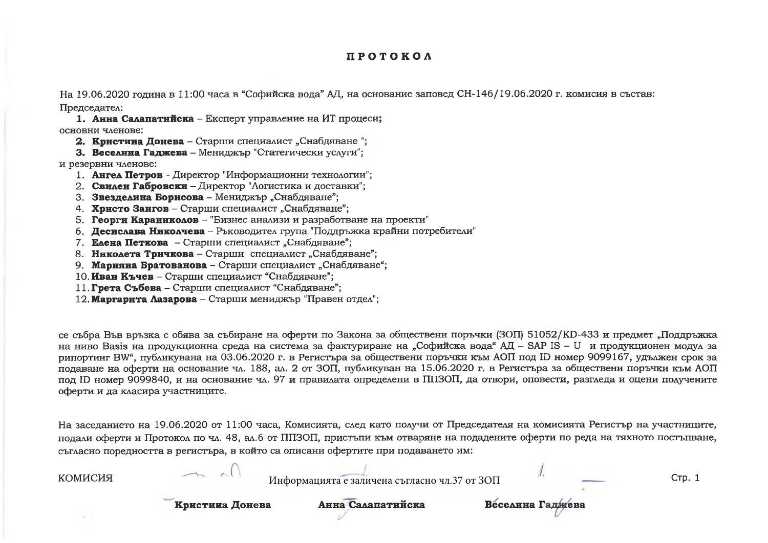# ПРОТОКОЛ

На 19.06.2020 година в 11:00 часа в "Софийска вода" АД, на основание заповед СН-146/19.06.2020 г. комисия в състав:

Председател:

1. **Анна Салапатийска** – Експерт управление на ИТ процеси;

основни членове:

2. **Кристина Донева** – Старши специалист „Снабдяване ";
3. **Веселина Гаджева** – Мениджър "Статегически услуги";

и резервни членове:

1. **Ангел Петров** - Директор "Информационни технологии";
2. **Свилен Габровски** – Директор "Логистика и доставки";
3. **Звезделина Борисова** – Мениджър „Снабдяване";
4. **Христо Заигов** – Старши специалист „Снабдяване";
5. **Георги Караниколов** – "Бизнес анализи и разработване на проекти"
6. **Десислава Николчева** – Ръководител група "Поддръжка крайни потребители"
7. **Елена Петкова** – Старши специалист „Снабдяване";
8. **Николета Тричкова** – Старши специалист „Снабдяване";
9. **Марияна Братованова** – Старши специалист „Снабдяване";
10. **Иван Късчев** – Старши специалист "Снабдяване";
11. **Грета Събева** – Старши специалист "Снабдяване";
12. **Маргарита Лазарова** – Старши мениджър "Правен отдел";

се събра Във връзка с обява за събиране на оферти по Закона за обществени поръчки (ЗОП) 51052/KD-433 и предмет „Поддръжка на ниво Basis на продукционна среда на система за фактуриране на „Софийска вода" АД – SAP IS – U и продукционен модул за рипортинг BW", публикувана на 03.06.2020 г. в Регистъра за обществени поръчки към АОП под ID номер 9099167, удължен срок за подаване на оферти на основание чл. 188, ал. 2 от ЗОП, публикуван на 15.06.2020 г. в Регистъра за обществени поръчки към АОП под ID номер 9099840, и на основание чл. 97 и правилата определени в ППЗОП, да отвори, оповести, разгледа и оцени получените оферти и да класира участниците.

На заседанието на 19.06.2020 от 11:00 часа, Комисията, след като получи от Председателя на комисията Регистър на участниците, подали оферти и Протокол по чл. 48, ал.6 от ППЗОП, пристъпи към отваряне на подадените оферти по реда на тяхното постъпване, съгласно поредността в регистъра, в който са описани офертите при подаването им:

КОМИСИЯ Информацията е заличена съгласно чл.37 от ЗОП

**Кристина Донева** **Анна Салапатийска** **Веселина Гаджева**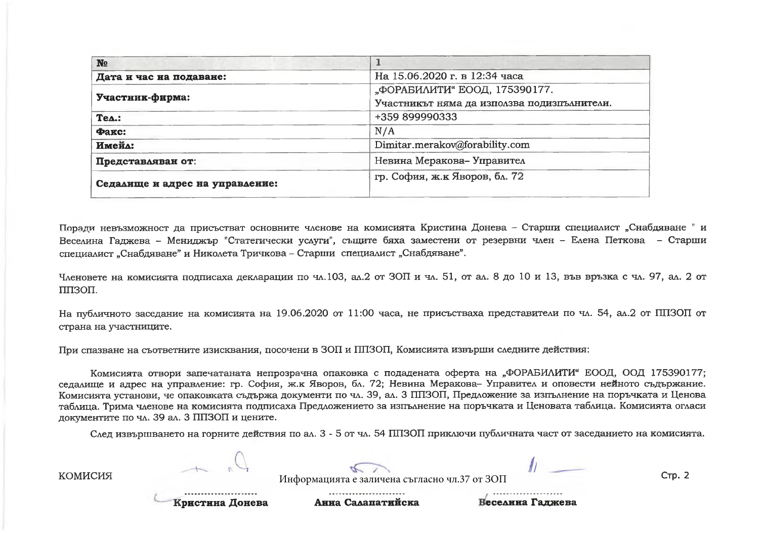| № | 1 |
|---|---|
| **Дата и час на подаване:** | На 15.06.2020 г. в 12:34 часа |
| **Участник-фирма:** | „ФОРАБИЛИТИ“ ЕООД, 175390177. Участникът няма да използва подизпълнители. |
| **Тел.:** | +359 899990333 |
| **Факс:** | N/A |
| **Имейл:** | Dimitar.merakov@forability.com |
| **Представляван от:** | Невина Меракова– Управител |
| **Седалище и адрес на управление:** | гр. София, ж.к Яворов, бл. 72 |

Поради невъзможност да присъстват основните членове на комисията Кристина Донева – Старши специалист „Снабдяване " и Веселина Гаджева – Мениджър "Статегически услуги", същите бяха заместени от резервни член – Елена Петкова – Старши специалист „Снабдяване” и Николета Тричкова – Старши специалист „Снабдяване”.

Членовете на комисията подписаха декларации по чл.103, ал.2 от ЗОП и чл. 51, от ал. 8 до 10 и 13, във връзка с чл. 97, ал. 2 от ППЗОП.

На публичното заседание на комисията на 19.06.2020 от 11:00 часа, не присъстваха представители по чл. 54, ал.2 от ППЗОП от страна на участниците.

При спазване на съответните изисквания, посочени в ЗОП и ППЗОП, Комисията извърши следните действия:

Комисията отвори запечатаната непрозрачна опаковка с подадената оферта на „ФОРАБИЛИТИ“ ЕООД, ООД 175390177; седалище и адрес на управление: гр. София, ж.к Яворов, бл. 72; Невина Меракова– Управител и оповести нейното съдържание. Комисията установи, че опаковката съдържа документи по чл. 39, ал. 3 ППЗОП, Предложение за изпълнение на поръчката и Ценова таблица. Трима членове на комисията подписаха Предложението за изпълнение на поръчката и Ценовата таблица. Комисията огласи документите по чл. 39 ал. 3 ППЗОП и цените.

След извършването на горните действия по ал. 3 - 5 от чл. 54 ППЗОП приключи публичната част от заседанието на комисията.

КОМИСИЯ

Информацията е заличена съгласно чл.37 от ЗОП

Кристина Донева    Анна Салапатийска    Веселина Гаджева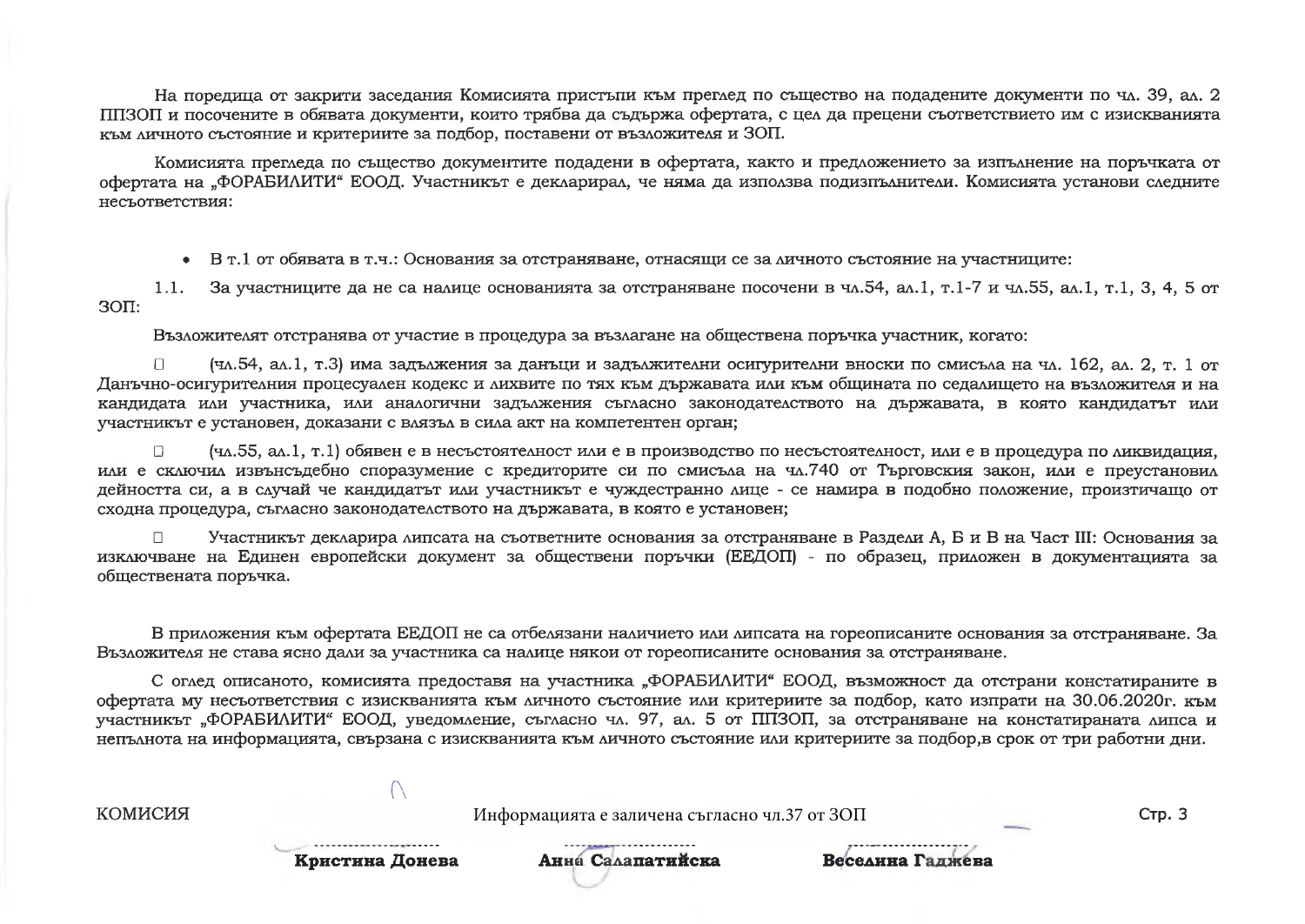На поредица от закрити заседания Комисията пристъпи към преглед по същество на подадените документи по чл. 39, ал. 2 ППЗОП и посочените в обявата документи, които трябва да съдържа офертата, с цел да прецени съответствието им с изискванията към личното състояние и критериите за подбор, поставени от възложителя и ЗОП.

Комисията прегледа по същество документите подадени в офертата, както и предложението за изпълнение на поръчката от офертата на „ФОРАБИЛИТИ" ЕООД. Участникът е декларирал, че няма да използва подизпълнители. Комисията установи следните несъответствия:

- В т.1 от обявата в т.ч.: Основания за отстраняване, отнасящи се за личното състояние на участниците:

1.1. За участниците да не са налице основанията за отстраняване посочени в чл.54, ал.1, т.1-7 и чл.55, ал.1, т.1, 3, 4, 5 от ЗОП:

Възложителят отстранява от участие в процедура за възлагане на обществена поръчка участник, когато:

□ (чл.54, ал.1, т.3) има задължения за данъци и задължителни осигурителни вноски по смисъла на чл. 162, ал. 2, т. 1 от Данъчно-осигурителния процесуален кодекс и лихвите по тях към държавата или към общината по седалището на възложителя и на кандидата или участника, или аналогични задължения съгласно законодателството на държавата, в която кандидатът или участникът е установен, доказани с влязъл в сила акт на компетентен орган;

□ (чл.55, ал.1, т.1) обявен е в несъстоятелност или е в производство по несъстоятелност, или е в процедура по ликвидация, или е сключил извънсъдебно споразумение с кредиторите си по смисъла на чл.740 от Търговския закон, или е преустановил дейността си, а в случай че кандидатът или участникът е чуждестранно лице - се намира в подобно положение, произтичащо от сходна процедура, съгласно законодателството на държавата, в която е установен;

□ Участникът декларира липсата на съответните основания за отстраняване в Раздели А, Б и В на Част III: Основания за изключване на Единен европейски документ за обществени поръчки (ЕЕДОП) - по образец, приложен в документацията за обществената поръчка.

В приложения към офертата ЕЕДОП не са отбелязани наличието или липсата на гореописаните основания за отстраняване. За Възложителя не става ясно дали за участника са налице някои от гореописаните основания за отстраняване.

С оглед описаното, комисията предоставя на участника „ФОРАБИЛИТИ" ЕООД, възможност да отстрани констатираните в офертата му несъответствия с изискванията към личното състояние или критериите за подбор, като изпрати на 30.06.2020г. към участникът „ФОРАБИЛИТИ" ЕООД, уведомление, съгласно чл. 97, ал. 5 от ППЗОП, за отстраняване на констатираната липса и непълнота на информацията, свързана с изискванията към личното състояние или критериите за подбор,в срок от три работни дни.

КОМИСИЯ — Информацията е заличена съгласно чл.37 от ЗОП

| ........................ | ........................ | ........................ |
|---|---|---|
| **Кристина Донева** | **Анна Салапатийска** | **Веселина Гаджева** |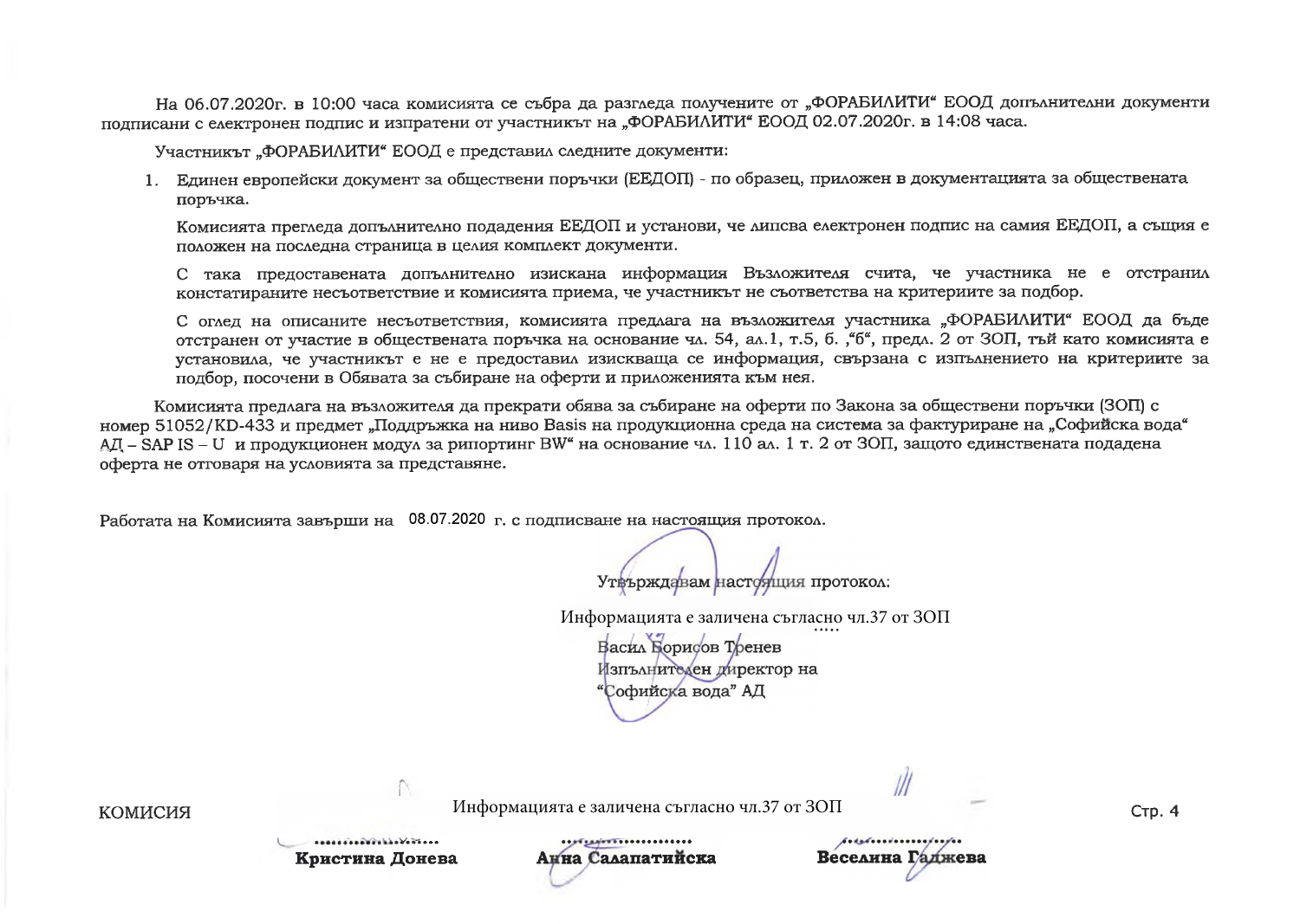На 06.07.2020г. в 10:00 часа комисията се събра да разгледа получените от „ФОРАБИЛИТИ“ ЕООД допълнителни документи подписани с електронен подпис и изпратени от участникът на „ФОРАБИЛИТИ“ ЕООД 02.07.2020г. в 14:08 часа.

Участникът „ФОРАБИЛИТИ“ ЕООД е представил следните документи:

1. Единен европейски документ за обществени поръчки (ЕЕДОП) - по образец, приложен в документацията за обществената поръчка.

   Комисията прегледа допълнително подадения ЕЕДОП и установи, че липсва електронен подпис на самия ЕЕДОП, а същия е положен на последна страница в целия комплект документи.

   С така предоставената допълнително изискана информация Възложителя счита, че участника не е отстранил констатираните несъответствие и комисията приема, че участникът не съответства на критериите за подбор.

   С оглед на описаните несъответствия, комисията предлага на възложителя участника „ФОРАБИЛИТИ“ ЕООД да бъде отстранен от участие в обществената поръчка на основание чл. 54, ал.1, т.5, б. ,“б“, предл. 2 от ЗОП, тъй като комисията е установила, че участникът е не е предоставил изискваща се информация, свързана с изпълнението на критериите за подбор, посочени в Обявата за събиране на оферти и приложенията към нея.

Комисията предлага на възложителя да прекрати обява за събиране на оферти по Закона за обществени поръчки (ЗОП) с номер 51052/KD-433 и предмет „Поддръжка на ниво Basis на продукционна среда на система за фактуриране на „Софийска вода“ АД – SAP IS – U и продукционен модул за рипортинг BW“ на основание чл. 110 ал. 1 т. 2 от ЗОП, защото единствената подадена оферта не отговаря на условията за представяне.

Работата на Комисията завърши на 08.07.2020 г. с подписване на настоящия протокол.

Утвърждавам настоящия протокол:

Информацията е заличена съгласно чл.37 от ЗОП

Васил Борисов Тренев
Изпълнителен директор на
“Софийска вода” АД

КОМИСИЯ

Информацията е заличена съгласно чл.37 от ЗОП

| | | |
|---|---|---|
| ................... | ................... | ................... |
| **Кристина Донева** | **Анна Салапатийска** | **Веселина Гаджева** |